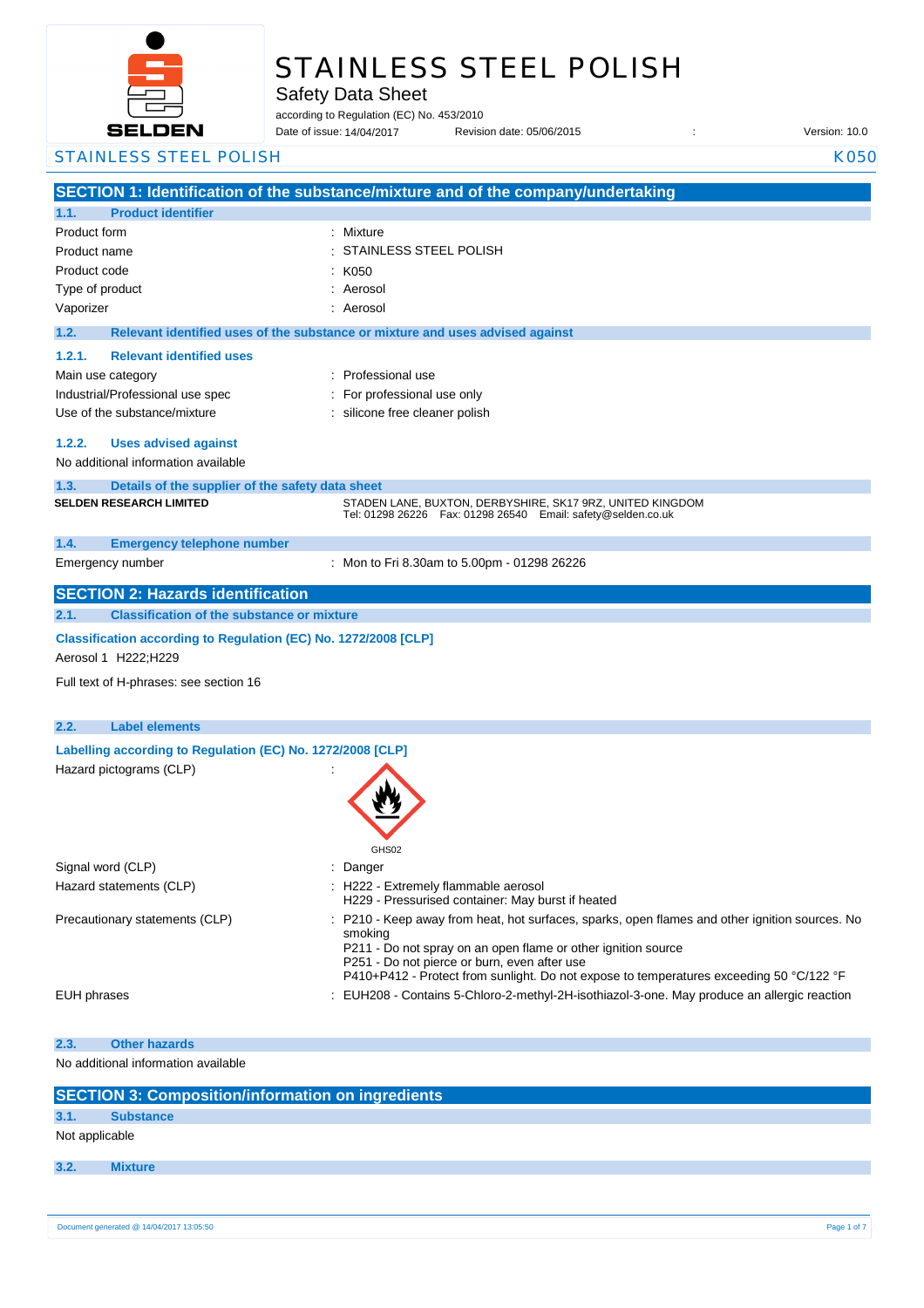# STAINLESS STEEL POLISH

Safety Data Sheet

according to Regulation (EC) No. 453/2010

Date of issue: 14/04/2017 Revision date: 05/06/2015 : Version: 10.0

STAINLESS STEEL POLISH K050

## SECTION 1: Identification of the substance/mixture and of the company/undertaking

### 1.1. Product identifier

| | |
|---|---|
| Product form | : Mixture |
| Product name | : STAINLESS STEEL POLISH |
| Product code | : K050 |
| Type of product | : Aerosol |
| Vaporizer | : Aerosol |

### 1.2. Relevant identified uses of the substance or mixture and uses advised against

#### 1.2.1. Relevant identified uses

| | |
|---|---|
| Main use category | : Professional use |
| Industrial/Professional use spec | : For professional use only |
| Use of the substance/mixture | : silicone free cleaner polish |

#### 1.2.2. Uses advised against

No additional information available

### 1.3. Details of the supplier of the safety data sheet

**SELDEN RESEARCH LIMITED**

STADEN LANE, BUXTON, DERBYSHIRE, SK17 9RZ, UNITED KINGDOM
Tel: 01298 26226 Fax: 01298 26540 Email: safety@selden.co.uk

### 1.4. Emergency telephone number

| | |
|---|---|
| Emergency number | : Mon to Fri 8.30am to 5.00pm - 01298 26226 |

## SECTION 2: Hazards identification

### 2.1. Classification of the substance or mixture

**Classification according to Regulation (EC) No. 1272/2008 [CLP]**

Aerosol 1 H222;H229

Full text of H-phrases: see section 16

### 2.2. Label elements

**Labelling according to Regulation (EC) No. 1272/2008 [CLP]**

Hazard pictograms (CLP) :

GHS02

| | |
|---|---|
| Signal word (CLP) | : Danger |
| Hazard statements (CLP) | : H222 - Extremely flammable aerosol<br>H229 - Pressurised container: May burst if heated |
| Precautionary statements (CLP) | : P210 - Keep away from heat, hot surfaces, sparks, open flames and other ignition sources. No smoking<br>P211 - Do not spray on an open flame or other ignition source<br>P251 - Do not pierce or burn, even after use<br>P410+P412 - Protect from sunlight. Do not expose to temperatures exceeding 50 °C/122 °F |
| EUH phrases | : EUH208 - Contains 5-Chloro-2-methyl-2H-isothiazol-3-one. May produce an allergic reaction |

### 2.3. Other hazards

No additional information available

## SECTION 3: Composition/information on ingredients

### 3.1. Substance

Not applicable

### 3.2. Mixture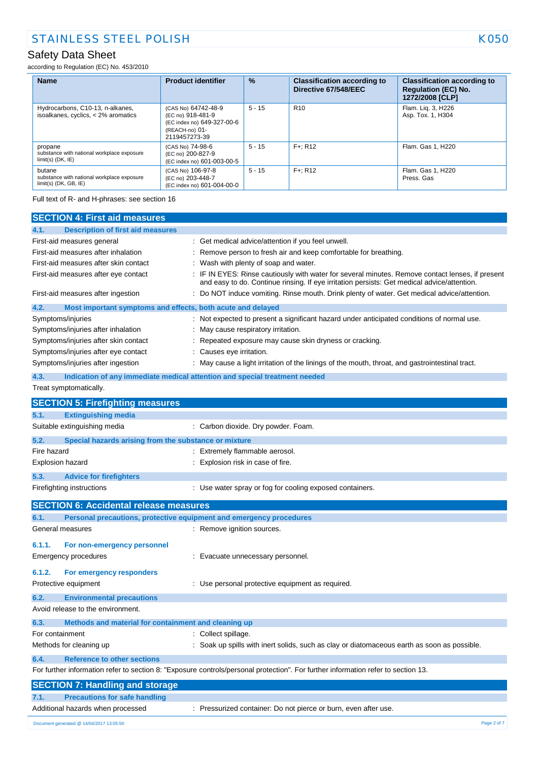| Name | Product identifier | % | Classification according to Directive 67/548/EEC | Classification according to Regulation (EC) No. 1272/2008 [CLP] |
|---|---|---|---|---|
| Hydrocarbons, C10-13, n-alkanes, isoalkanes, cyclics, < 2% aromatics | (CAS No) 64742-48-9<br>(EC no) 918-481-9<br>(EC index no) 649-327-00-6<br>(REACH-no) 01-2119457273-39 | 5 - 15 | R10 | Flam. Liq. 3, H226<br>Asp. Tox. 1, H304 |
| propane<br>substance with national workplace exposure limit(s) (DK, IE) | (CAS No) 74-98-6<br>(EC no) 200-827-9<br>(EC index no) 601-003-00-5 | 5 - 15 | F+; R12 | Flam. Gas 1, H220 |
| butane<br>substance with national workplace exposure limit(s) (DK, GB, IE) | (CAS No) 106-97-8<br>(EC no) 203-448-7<br>(EC index no) 601-004-00-0 | 5 - 15 | F+; R12 | Flam. Gas 1, H220<br>Press. Gas |

Full text of R- and H-phrases: see section 16

## SECTION 4: First aid measures

### 4.1. Description of first aid measures

First-aid measures general : Get medical advice/attention if you feel unwell.

First-aid measures after inhalation : Remove person to fresh air and keep comfortable for breathing.

First-aid measures after skin contact : Wash with plenty of soap and water.

First-aid measures after eye contact : IF IN EYES: Rinse cautiously with water for several minutes. Remove contact lenses, if present and easy to do. Continue rinsing. If eye irritation persists: Get medical advice/attention.

First-aid measures after ingestion : Do NOT induce vomiting. Rinse mouth. Drink plenty of water. Get medical advice/attention.

### 4.2. Most important symptoms and effects, both acute and delayed

Symptoms/injuries : Not expected to present a significant hazard under anticipated conditions of normal use.

Symptoms/injuries after inhalation : May cause respiratory irritation.

Symptoms/injuries after skin contact : Repeated exposure may cause skin dryness or cracking.

Symptoms/injuries after eye contact : Causes eye irritation.

Symptoms/injuries after ingestion : May cause a light irritation of the linings of the mouth, throat, and gastrointestinal tract.

### 4.3. Indication of any immediate medical attention and special treatment needed

Treat symptomatically.

## SECTION 5: Firefighting measures

### 5.1. Extinguishing media

Suitable extinguishing media : Carbon dioxide. Dry powder. Foam.

### 5.2. Special hazards arising from the substance or mixture

Fire hazard : Extremely flammable aerosol.

Explosion hazard : Explosion risk in case of fire.

### 5.3. Advice for firefighters

Firefighting instructions : Use water spray or fog for cooling exposed containers.

## SECTION 6: Accidental release measures

### 6.1. Personal precautions, protective equipment and emergency procedures

General measures : Remove ignition sources.

#### 6.1.1. For non-emergency personnel

Emergency procedures : Evacuate unnecessary personnel.

#### 6.1.2. For emergency responders

Protective equipment : Use personal protective equipment as required.

### 6.2. Environmental precautions

Avoid release to the environment.

### 6.3. Methods and material for containment and cleaning up

For containment : Collect spillage.

Methods for cleaning up : Soak up spills with inert solids, such as clay or diatomaceous earth as soon as possible.

### 6.4. Reference to other sections

For further information refer to section 8: "Exposure controls/personal protection". For further information refer to section 13.

## SECTION 7: Handling and storage

### 7.1. Precautions for safe handling

Additional hazards when processed : Pressurized container: Do not pierce or burn, even after use.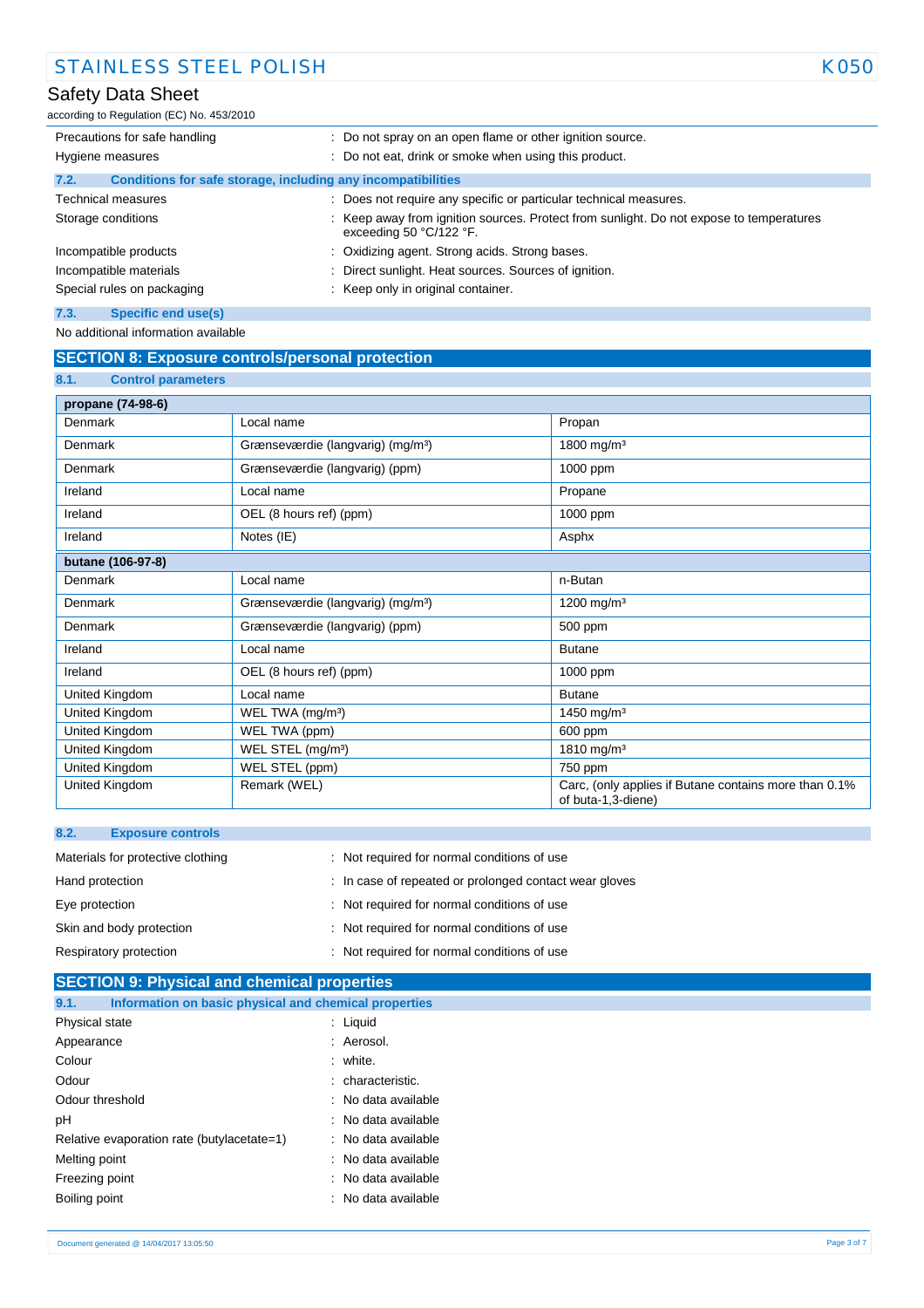| | |
|---|---|
| Precautions for safe handling | : Do not spray on an open flame or other ignition source. |
| Hygiene measures | : Do not eat, drink or smoke when using this product. |

### 7.2. Conditions for safe storage, including any incompatibilities

| | |
|---|---|
| Technical measures | : Does not require any specific or particular technical measures. |
| Storage conditions | : Keep away from ignition sources. Protect from sunlight. Do not expose to temperatures exceeding 50 °C/122 °F. |
| Incompatible products | : Oxidizing agent. Strong acids. Strong bases. |
| Incompatible materials | : Direct sunlight. Heat sources. Sources of ignition. |
| Special rules on packaging | : Keep only in original container. |

### 7.3. Specific end use(s)

No additional information available

## SECTION 8: Exposure controls/personal protection

### 8.1. Control parameters

| propane (74-98-6) | | |
|---|---|---|
| Denmark | Local name | Propan |
| Denmark | Grænseværdie (langvarig) (mg/m³) | 1800 mg/m³ |
| Denmark | Grænseværdie (langvarig) (ppm) | 1000 ppm |
| Ireland | Local name | Propane |
| Ireland | OEL (8 hours ref) (ppm) | 1000 ppm |
| Ireland | Notes (IE) | Asphx |

| butane (106-97-8) | | |
|---|---|---|
| Denmark | Local name | n-Butan |
| Denmark | Grænseværdie (langvarig) (mg/m³) | 1200 mg/m³ |
| Denmark | Grænseværdie (langvarig) (ppm) | 500 ppm |
| Ireland | Local name | Butane |
| Ireland | OEL (8 hours ref) (ppm) | 1000 ppm |
| United Kingdom | Local name | Butane |
| United Kingdom | WEL TWA (mg/m³) | 1450 mg/m³ |
| United Kingdom | WEL TWA (ppm) | 600 ppm |
| United Kingdom | WEL STEL (mg/m³) | 1810 mg/m³ |
| United Kingdom | WEL STEL (ppm) | 750 ppm |
| United Kingdom | Remark (WEL) | Carc, (only applies if Butane contains more than 0.1% of buta-1,3-diene) |

### 8.2. Exposure controls

| | |
|---|---|
| Materials for protective clothing | : Not required for normal conditions of use |
| Hand protection | : In case of repeated or prolonged contact wear gloves |
| Eye protection | : Not required for normal conditions of use |
| Skin and body protection | : Not required for normal conditions of use |
| Respiratory protection | : Not required for normal conditions of use |

## SECTION 9: Physical and chemical properties

### 9.1. Information on basic physical and chemical properties

| | |
|---|---|
| Physical state | : Liquid |
| Appearance | : Aerosol. |
| Colour | : white. |
| Odour | : characteristic. |
| Odour threshold | : No data available |
| pH | : No data available |
| Relative evaporation rate (butylacetate=1) | : No data available |
| Melting point | : No data available |
| Freezing point | : No data available |
| Boiling point | : No data available |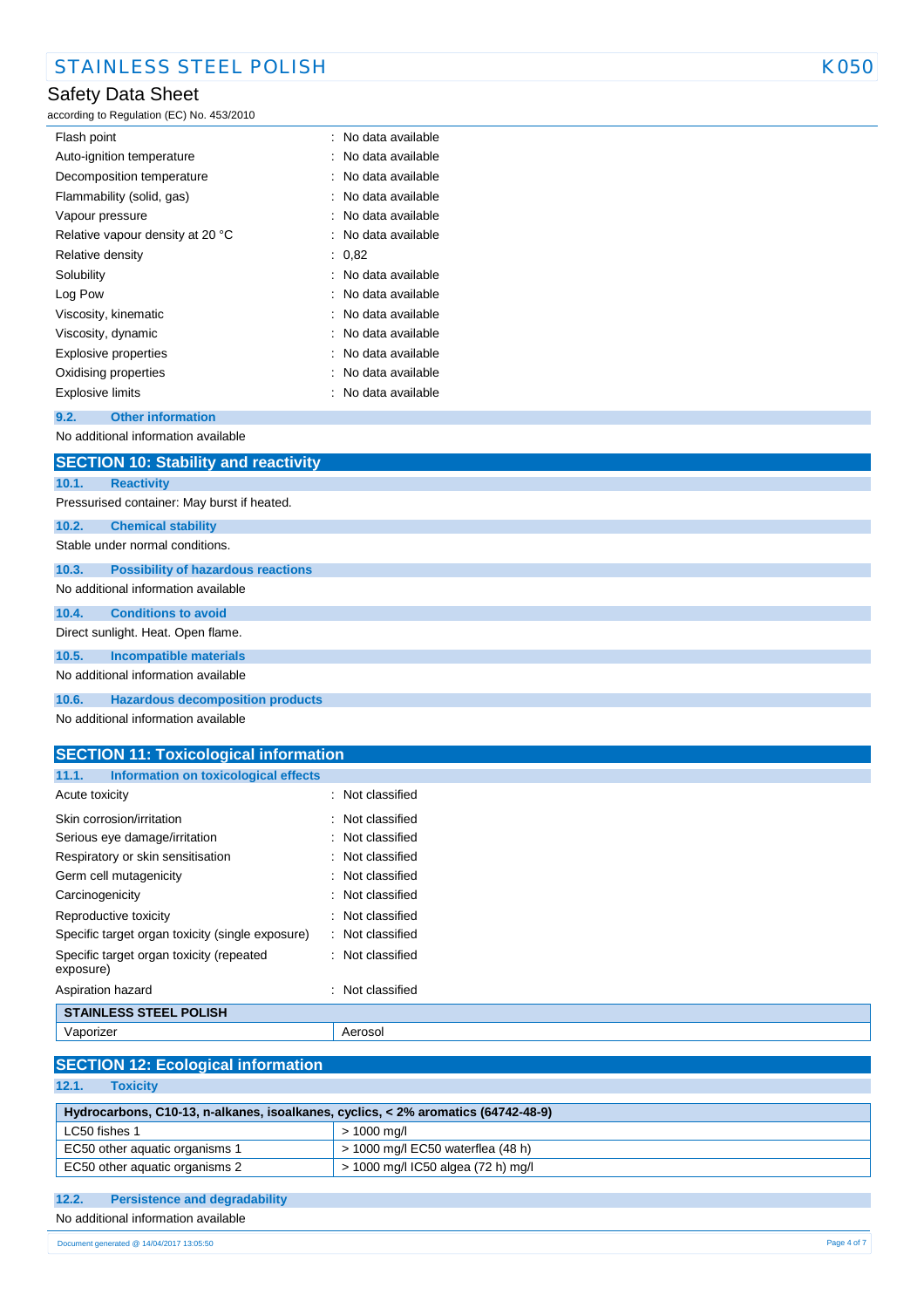| | |
|---|---|
| Flash point | : No data available |
| Auto-ignition temperature | : No data available |
| Decomposition temperature | : No data available |
| Flammability (solid, gas) | : No data available |
| Vapour pressure | : No data available |
| Relative vapour density at 20 °C | : No data available |
| Relative density | : 0,82 |
| Solubility | : No data available |
| Log Pow | : No data available |
| Viscosity, kinematic | : No data available |
| Viscosity, dynamic | : No data available |
| Explosive properties | : No data available |
| Oxidising properties | : No data available |
| Explosive limits | : No data available |

### 9.2. Other information

No additional information available

## SECTION 10: Stability and reactivity

### 10.1. Reactivity

Pressurised container: May burst if heated.

### 10.2. Chemical stability

Stable under normal conditions.

### 10.3. Possibility of hazardous reactions

No additional information available

### 10.4. Conditions to avoid

Direct sunlight. Heat. Open flame.

### 10.5. Incompatible materials

No additional information available

### 10.6. Hazardous decomposition products

No additional information available

## SECTION 11: Toxicological information

### 11.1. Information on toxicological effects

| | |
|---|---|
| Acute toxicity | : Not classified |
| Skin corrosion/irritation | : Not classified |
| Serious eye damage/irritation | : Not classified |
| Respiratory or skin sensitisation | : Not classified |
| Germ cell mutagenicity | : Not classified |
| Carcinogenicity | : Not classified |
| Reproductive toxicity | : Not classified |
| Specific target organ toxicity (single exposure) | : Not classified |
| Specific target organ toxicity (repeated exposure) | : Not classified |
| Aspiration hazard | : Not classified |

| STAINLESS STEEL POLISH | |
|---|---|
| Vaporizer | Aerosol |

## SECTION 12: Ecological information

### 12.1. Toxicity

| Hydrocarbons, C10-13, n-alkanes, isoalkanes, cyclics, < 2% aromatics (64742-48-9) | |
|---|---|
| LC50 fishes 1 | > 1000 mg/l |
| EC50 other aquatic organisms 1 | > 1000 mg/l EC50 waterflea (48 h) |
| EC50 other aquatic organisms 2 | > 1000 mg/l IC50 algea (72 h) mg/l |

### 12.2. Persistence and degradability

No additional information available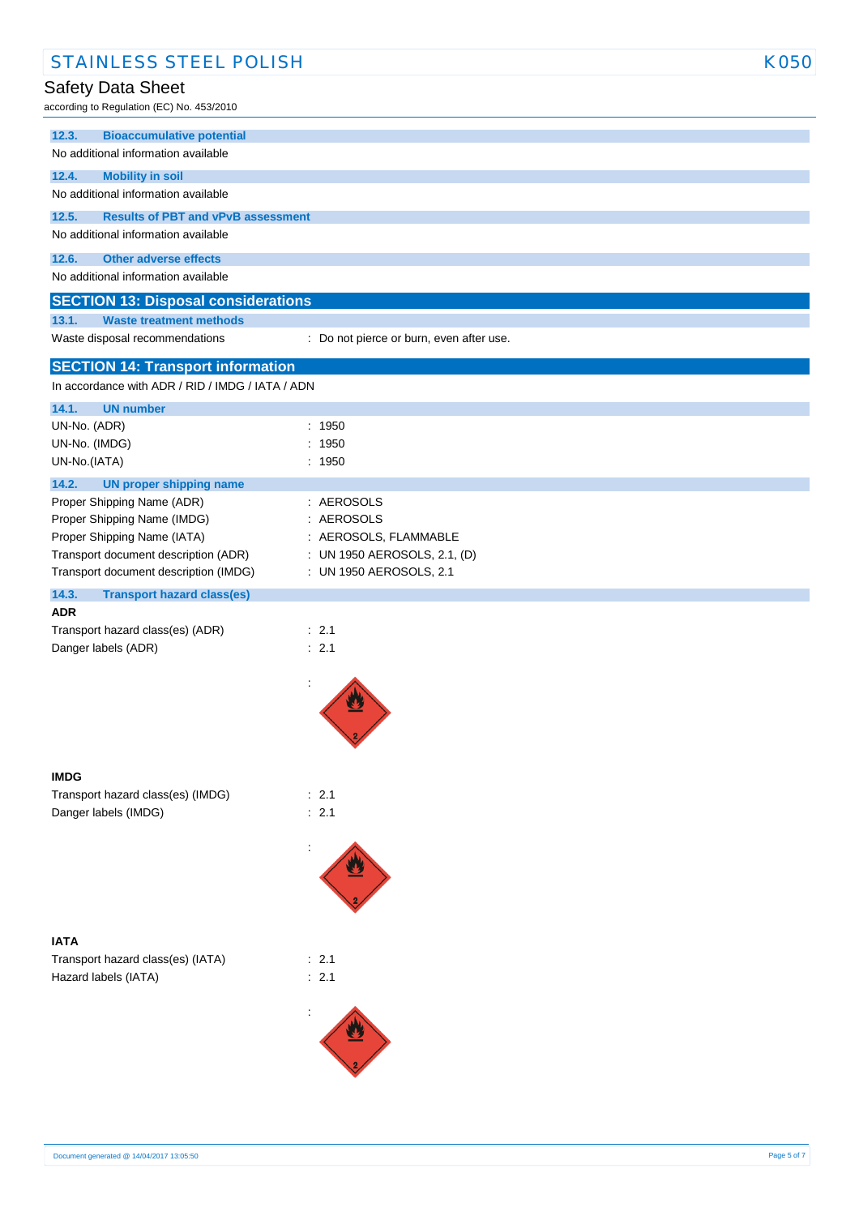### 12.3. Bioaccumulative potential

No additional information available

### 12.4. Mobility in soil

No additional information available

### 12.5. Results of PBT and vPvB assessment

No additional information available

### 12.6. Other adverse effects

No additional information available

## SECTION 13: Disposal considerations

### 13.1. Waste treatment methods

| | |
|---|---|
| Waste disposal recommendations | : Do not pierce or burn, even after use. |

## SECTION 14: Transport information

In accordance with ADR / RID / IMDG / IATA / ADN

### 14.1. UN number

| | |
|---|---|
| UN-No. (ADR) | : 1950 |
| UN-No. (IMDG) | : 1950 |
| UN-No.(IATA) | : 1950 |

### 14.2. UN proper shipping name

| | |
|---|---|
| Proper Shipping Name (ADR) | : AEROSOLS |
| Proper Shipping Name (IMDG) | : AEROSOLS |
| Proper Shipping Name (IATA) | : AEROSOLS, FLAMMABLE |
| Transport document description (ADR) | : UN 1950 AEROSOLS, 2.1, (D) |
| Transport document description (IMDG) | : UN 1950 AEROSOLS, 2.1 |

### 14.3. Transport hazard class(es)

**ADR**

| | |
|---|---|
| Transport hazard class(es) (ADR) | : 2.1 |
| Danger labels (ADR) | : 2.1 |
| | : |

**IMDG**

| | |
|---|---|
| Transport hazard class(es) (IMDG) | : 2.1 |
| Danger labels (IMDG) | : 2.1 |
| | : |

**IATA**

| | |
|---|---|
| Transport hazard class(es) (IATA) | : 2.1 |
| Hazard labels (IATA) | : 2.1 |
| | : |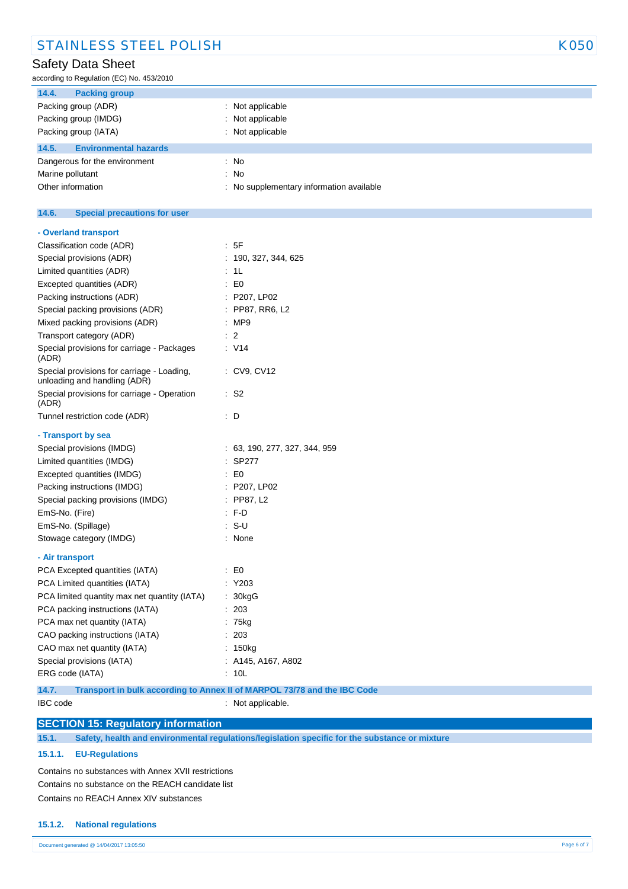### 14.4. Packing group

| | |
|---|---|
| Packing group (ADR) | : Not applicable |
| Packing group (IMDG) | : Not applicable |
| Packing group (IATA) | : Not applicable |

### 14.5. Environmental hazards

| | |
|---|---|
| Dangerous for the environment | : No |
| Marine pollutant | : No |
| Other information | : No supplementary information available |

### 14.6. Special precautions for user

**- Overland transport**

| | |
|---|---|
| Classification code (ADR) | : 5F |
| Special provisions (ADR) | : 190, 327, 344, 625 |
| Limited quantities (ADR) | : 1L |
| Excepted quantities (ADR) | : E0 |
| Packing instructions (ADR) | : P207, LP02 |
| Special packing provisions (ADR) | : PP87, RR6, L2 |
| Mixed packing provisions (ADR) | : MP9 |
| Transport category (ADR) | : 2 |
| Special provisions for carriage - Packages (ADR) | : V14 |
| Special provisions for carriage - Loading, unloading and handling (ADR) | : CV9, CV12 |
| Special provisions for carriage - Operation (ADR) | : S2 |
| Tunnel restriction code (ADR) | : D |

**- Transport by sea**

| | |
|---|---|
| Special provisions (IMDG) | : 63, 190, 277, 327, 344, 959 |
| Limited quantities (IMDG) | : SP277 |
| Excepted quantities (IMDG) | : E0 |
| Packing instructions (IMDG) | : P207, LP02 |
| Special packing provisions (IMDG) | : PP87, L2 |
| EmS-No. (Fire) | : F-D |
| EmS-No. (Spillage) | : S-U |
| Stowage category (IMDG) | : None |

**- Air transport**

| | |
|---|---|
| PCA Excepted quantities (IATA) | : E0 |
| PCA Limited quantities (IATA) | : Y203 |
| PCA limited quantity max net quantity (IATA) | : 30kgG |
| PCA packing instructions (IATA) | : 203 |
| PCA max net quantity (IATA) | : 75kg |
| CAO packing instructions (IATA) | : 203 |
| CAO max net quantity (IATA) | : 150kg |
| Special provisions (IATA) | : A145, A167, A802 |
| ERG code (IATA) | : 10L |

### 14.7. Transport in bulk according to Annex II of MARPOL 73/78 and the IBC Code

| | |
|---|---|
| IBC code | : Not applicable. |

## SECTION 15: Regulatory information

### 15.1. Safety, health and environmental regulations/legislation specific for the substance or mixture

#### 15.1.1. EU-Regulations

Contains no substances with Annex XVII restrictions

Contains no substance on the REACH candidate list

Contains no REACH Annex XIV substances

#### 15.1.2. National regulations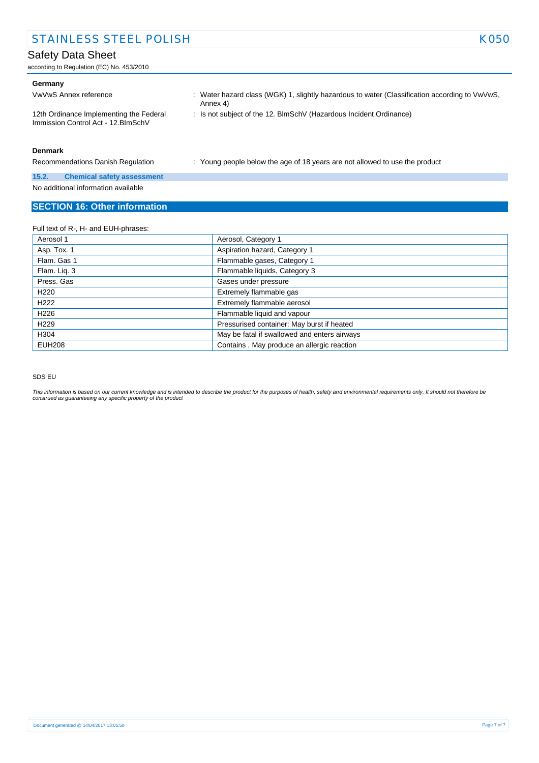**Germany**

VwVwS Annex reference : Water hazard class (WGK) 1, slightly hazardous to water (Classification according to VwVwS, Annex 4)

12th Ordinance Implementing the Federal Immission Control Act - 12.BImSchV : Is not subject of the 12. BlmSchV (Hazardous Incident Ordinance)

**Denmark**

Recommendations Danish Regulation : Young people below the age of 18 years are not allowed to use the product

### 15.2. Chemical safety assessment

No additional information available

## SECTION 16: Other information

Full text of R-, H- and EUH-phrases:

| | |
|---|---|
| Aerosol 1 | Aerosol, Category 1 |
| Asp. Tox. 1 | Aspiration hazard, Category 1 |
| Flam. Gas 1 | Flammable gases, Category 1 |
| Flam. Liq. 3 | Flammable liquids, Category 3 |
| Press. Gas | Gases under pressure |
| H220 | Extremely flammable gas |
| H222 | Extremely flammable aerosol |
| H226 | Flammable liquid and vapour |
| H229 | Pressurised container: May burst if heated |
| H304 | May be fatal if swallowed and enters airways |
| EUH208 | Contains . May produce an allergic reaction |

SDS EU

*This information is based on our current knowledge and is intended to describe the product for the purposes of health, safety and environmental requirements only. It should not therefore be construed as guaranteeing any specific property of the product*